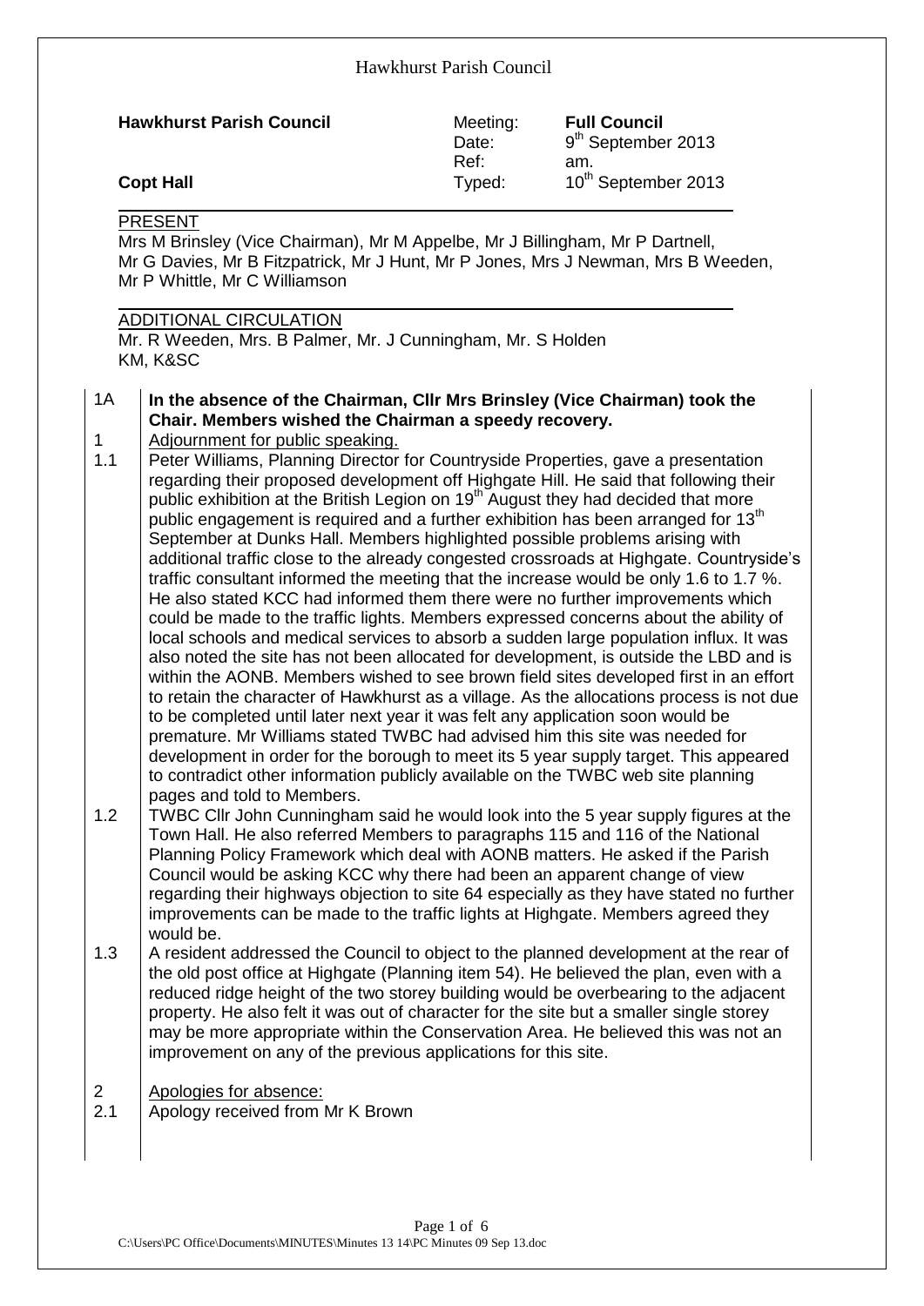**Hawkhurst Parish Council**

**Copt Hall**

| | |
|---|---|
| Meeting: | **Full Council** |
| Date: | 9th September 2013 |
| Ref: | am. |
| Typed: | 10th September 2013 |

PRESENT

Mrs M Brinsley (Vice Chairman), Mr M Appelbe, Mr J Billingham, Mr P Dartnell, Mr G Davies, Mr B Fitzpatrick, Mr J Hunt, Mr P Jones, Mrs J Newman, Mrs B Weeden, Mr P Whittle, Mr C Williamson

ADDITIONAL CIRCULATION

Mr. R Weeden, Mrs. B Palmer, Mr. J Cunningham, Mr. S Holden
KM, K&SC

1A **In the absence of the Chairman, Cllr Mrs Brinsley (Vice Chairman) took the Chair. Members wished the Chairman a speedy recovery.**

1 Adjournment for public speaking.

1.1 Peter Williams, Planning Director for Countryside Properties, gave a presentation regarding their proposed development off Highgate Hill. He said that following their public exhibition at the British Legion on 19th August they had decided that more public engagement is required and a further exhibition has been arranged for 13th September at Dunks Hall. Members highlighted possible problems arising with additional traffic close to the already congested crossroads at Highgate. Countryside's traffic consultant informed the meeting that the increase would be only 1.6 to 1.7 %. He also stated KCC had informed them there were no further improvements which could be made to the traffic lights. Members expressed concerns about the ability of local schools and medical services to absorb a sudden large population influx. It was also noted the site has not been allocated for development, is outside the LBD and is within the AONB. Members wished to see brown field sites developed first in an effort to retain the character of Hawkhurst as a village. As the allocations process is not due to be completed until later next year it was felt any application soon would be premature. Mr Williams stated TWBC had advised him this site was needed for development in order for the borough to meet its 5 year supply target. This appeared to contradict other information publicly available on the TWBC web site planning pages and told to Members.

1.2 TWBC Cllr John Cunningham said he would look into the 5 year supply figures at the Town Hall. He also referred Members to paragraphs 115 and 116 of the National Planning Policy Framework which deal with AONB matters. He asked if the Parish Council would be asking KCC why there had been an apparent change of view regarding their highways objection to site 64 especially as they have stated no further improvements can be made to the traffic lights at Highgate. Members agreed they would be.

1.3 A resident addressed the Council to object to the planned development at the rear of the old post office at Highgate (Planning item 54). He believed the plan, even with a reduced ridge height of the two storey building would be overbearing to the adjacent property. He also felt it was out of character for the site but a smaller single storey may be more appropriate within the Conservation Area. He believed this was not an improvement on any of the previous applications for this site.

2 Apologies for absence:

2.1 Apology received from Mr K Brown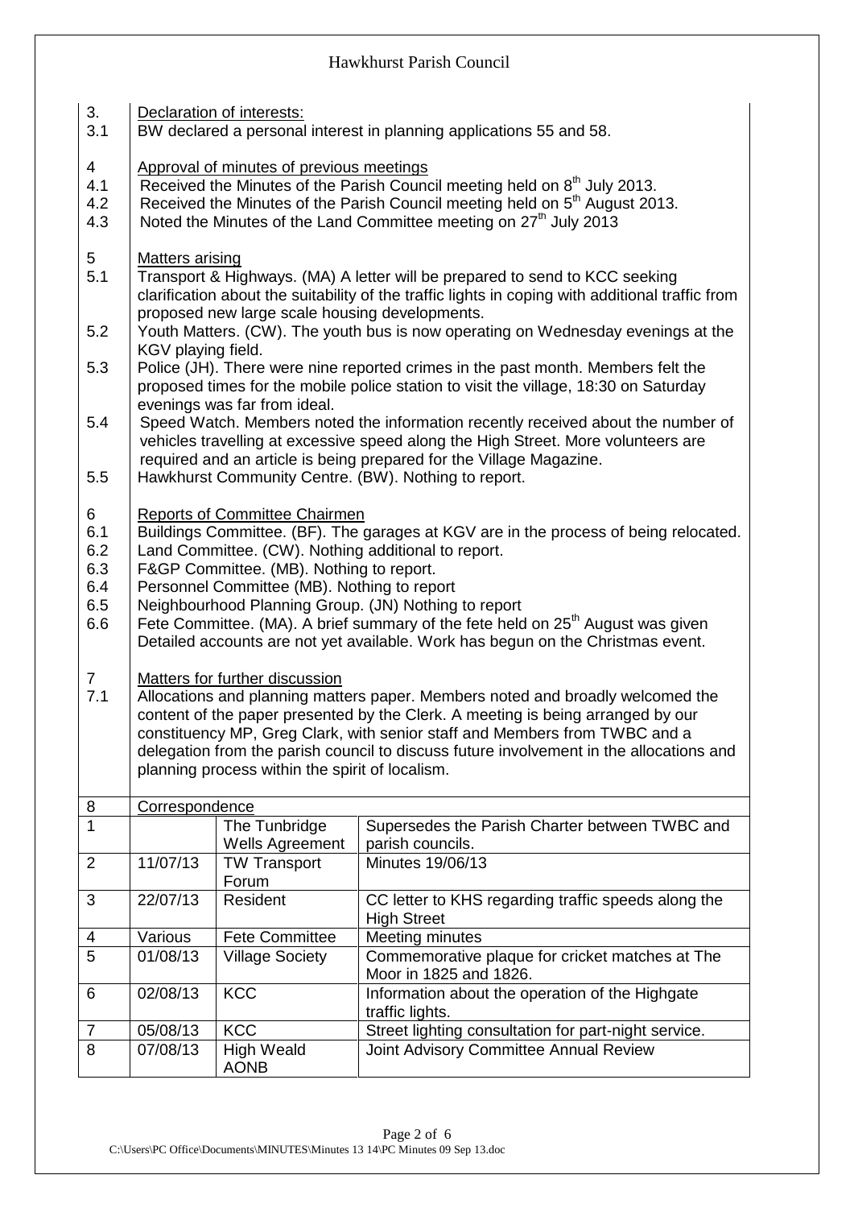3. Declaration of interests:

3.1 BW declared a personal interest in planning applications 55 and 58.

4 Approval of minutes of previous meetings

4.1 Received the Minutes of the Parish Council meeting held on 8th July 2013.

4.2 Received the Minutes of the Parish Council meeting held on 5th August 2013.

4.3 Noted the Minutes of the Land Committee meeting on 27th July 2013

5 Matters arising

5.1 Transport & Highways. (MA) A letter will be prepared to send to KCC seeking clarification about the suitability of the traffic lights in coping with additional traffic from proposed new large scale housing developments.

5.2 Youth Matters. (CW). The youth bus is now operating on Wednesday evenings at the KGV playing field.

5.3 Police (JH). There were nine reported crimes in the past month. Members felt the proposed times for the mobile police station to visit the village, 18:30 on Saturday evenings was far from ideal.

5.4 Speed Watch. Members noted the information recently received about the number of vehicles travelling at excessive speed along the High Street. More volunteers are required and an article is being prepared for the Village Magazine.

5.5 Hawkhurst Community Centre. (BW). Nothing to report.

6 Reports of Committee Chairmen

6.1 Buildings Committee. (BF). The garages at KGV are in the process of being relocated.

6.2 Land Committee. (CW). Nothing additional to report.

6.3 F&GP Committee. (MB). Nothing to report.

6.4 Personnel Committee (MB). Nothing to report

6.5 Neighbourhood Planning Group. (JN) Nothing to report

6.6 Fete Committee. (MA). A brief summary of the fete held on 25th August was given Detailed accounts are not yet available. Work has begun on the Christmas event.

7 Matters for further discussion

7.1 Allocations and planning matters paper. Members noted and broadly welcomed the content of the paper presented by the Clerk. A meeting is being arranged by our constituency MP, Greg Clark, with senior staff and Members from TWBC and a delegation from the parish council to discuss future involvement in the allocations and planning process within the spirit of localism.

8 Correspondence

| | | | |
|---|---|---|---|
| 1 | | The Tunbridge Wells Agreement | Supersedes the Parish Charter between TWBC and parish councils. |
| 2 | 11/07/13 | TW Transport Forum | Minutes 19/06/13 |
| 3 | 22/07/13 | Resident | CC letter to KHS regarding traffic speeds along the High Street |
| 4 | Various | Fete Committee | Meeting minutes |
| 5 | 01/08/13 | Village Society | Commemorative plaque for cricket matches at The Moor in 1825 and 1826. |
| 6 | 02/08/13 | KCC | Information about the operation of the Highgate traffic lights. |
| 7 | 05/08/13 | KCC | Street lighting consultation for part-night service. |
| 8 | 07/08/13 | High Weald AONB | Joint Advisory Committee Annual Review |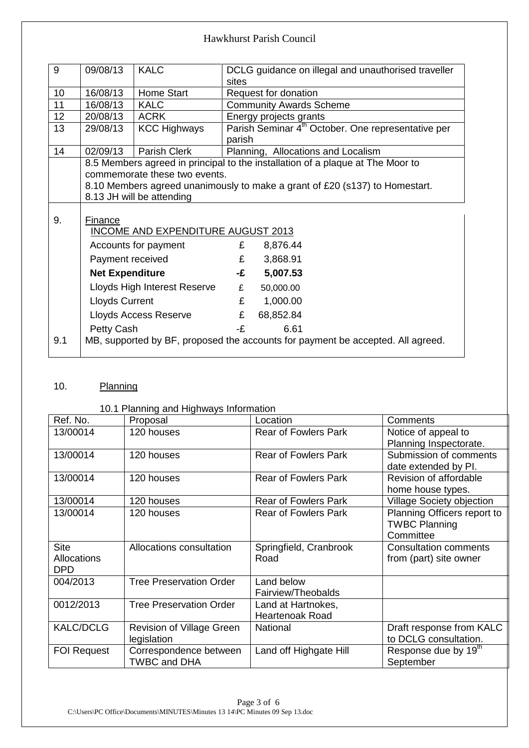| 9 | 09/08/13 | KALC | DCLG guidance on illegal and unauthorised traveller sites |
|---|---|---|---|
| 10 | 16/08/13 | Home Start | Request for donation |
| 11 | 16/08/13 | KALC | Community Awards Scheme |
| 12 | 20/08/13 | ACRK | Energy projects grants |
| 13 | 29/08/13 | KCC Highways | Parish Seminar 4th October. One representative per parish |
| 14 | 02/09/13 | Parish Clerk | Planning, Allocations and Localism |
| | 8.5 Members agreed in principal to the installation of a plaque at The Moor to commemorate these two events. 8.10 Members agreed unanimously to make a grant of £20 (s137) to Homestart. 8.13 JH will be attending | | |

9. Finance

INCOME AND EXPENDITURE AUGUST 2013

| | | |
|---|---|---|
| Accounts for payment | £ | 8,876.44 |
| Payment received | £ | 3,868.91 |
| **Net Expenditure** | **-£** | **5,007.53** |
| Lloyds High Interest Reserve | £ | 50,000.00 |
| Lloyds Current | £ | 1,000.00 |
| Lloyds Access Reserve | £ | 68,852.84 |
| Petty Cash | -£ | 6.61 |

9.1 MB, supported by BF, proposed the accounts for payment be accepted. All agreed.

10. Planning

10.1 Planning and Highways Information

| Ref. No. | Proposal | Location | Comments |
|---|---|---|---|
| 13/00014 | 120 houses | Rear of Fowlers Park | Notice of appeal to Planning Inspectorate. |
| 13/00014 | 120 houses | Rear of Fowlers Park | Submission of comments date extended by PI. |
| 13/00014 | 120 houses | Rear of Fowlers Park | Revision of affordable home house types. |
| 13/00014 | 120 houses | Rear of Fowlers Park | Village Society objection |
| 13/00014 | 120 houses | Rear of Fowlers Park | Planning Officers report to TWBC Planning Committee |
| Site Allocations DPD | Allocations consultation | Springfield, Cranbrook Road | Consultation comments from (part) site owner |
| 004/2013 | Tree Preservation Order | Land below Fairview/Theobalds | |
| 0012/2013 | Tree Preservation Order | Land at Hartnokes, Heartenoak Road | |
| KALC/DCLG | Revision of Village Green legislation | National | Draft response from KALC to DCLG consultation. |
| FOI Request | Correspondence between TWBC and DHA | Land off Highgate Hill | Response due by 19th September |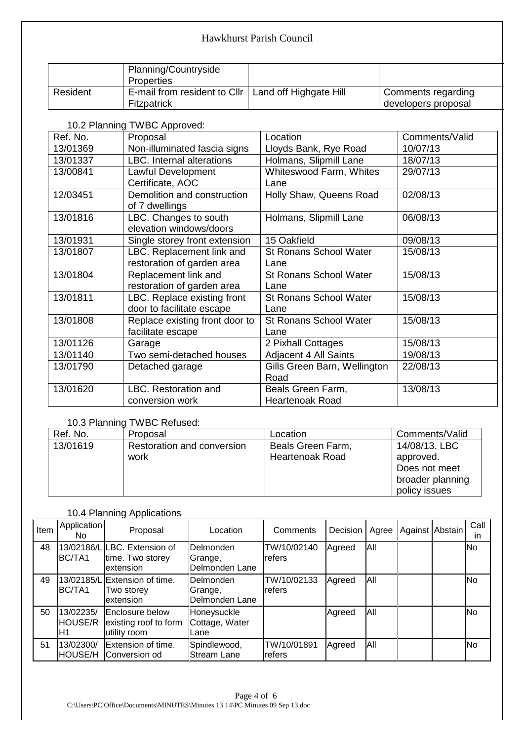| | Planning/Countryside Properties | | |
|---|---|---|---|
| Resident | E-mail from resident to Cllr Fitzpatrick | Land off Highgate Hill | Comments regarding developers proposal |

10.2 Planning TWBC Approved:

| Ref. No. | Proposal | Location | Comments/Valid |
|---|---|---|---|
| 13/01369 | Non-illuminated fascia signs | Lloyds Bank, Rye Road | 10/07/13 |
| 13/01337 | LBC. Internal alterations | Holmans, Slipmill Lane | 18/07/13 |
| 13/00841 | Lawful Development Certificate, AOC | Whiteswood Farm, Whites Lane | 29/07/13 |
| 12/03451 | Demolition and construction of 7 dwellings | Holly Shaw, Queens Road | 02/08/13 |
| 13/01816 | LBC. Changes to south elevation windows/doors | Holmans, Slipmill Lane | 06/08/13 |
| 13/01931 | Single storey front extension | 15 Oakfield | 09/08/13 |
| 13/01807 | LBC. Replacement link and restoration of garden area | St Ronans School Water Lane | 15/08/13 |
| 13/01804 | Replacement link and restoration of garden area | St Ronans School Water Lane | 15/08/13 |
| 13/01811 | LBC. Replace existing front door to facilitate escape | St Ronans School Water Lane | 15/08/13 |
| 13/01808 | Replace existing front door to facilitate escape | St Ronans School Water Lane | 15/08/13 |
| 13/01126 | Garage | 2 Pixhall Cottages | 15/08/13 |
| 13/01140 | Two semi-detached houses | Adjacent 4 All Saints | 19/08/13 |
| 13/01790 | Detached garage | Gills Green Barn, Wellington Road | 22/08/13 |
| 13/01620 | LBC. Restoration and conversion work | Beals Green Farm, Heartenoak Road | 13/08/13 |

10.3 Planning TWBC Refused:

| Ref. No. | Proposal | Location | Comments/Valid |
|---|---|---|---|
| 13/01619 | Restoration and conversion work | Beals Green Farm, Heartenoak Road | 14/08/13. LBC approved. Does not meet broader planning policy issues |

10.4 Planning Applications

| Item | Application No | Proposal | Location | Comments | Decision | Agree | Against | Abstain | Call in |
|---|---|---|---|---|---|---|---|---|---|
| 48 | 13/02186/LBC/TA1 | LBC. Extension of time. Two storey extension | Delmonden Grange, Delmonden Lane | TW/10/02140 refers | Agreed | All | | | No |
| 49 | 13/02185/LBC/TA1 | Extension of time. Two storey extension | Delmonden Grange, Delmonden Lane | TW/10/02133 refers | Agreed | All | | | No |
| 50 | 13/02235/HOUSE/RH1 | Enclosure below existing roof to form utility room | Honeysuckle Cottage, Water Lane | | Agreed | All | | | No |
| 51 | 13/02300/HOUSE/H | Extension of time. Conversion od | Spindlewood, Stream Lane | TW/10/01891 refers | Agreed | All | | | No |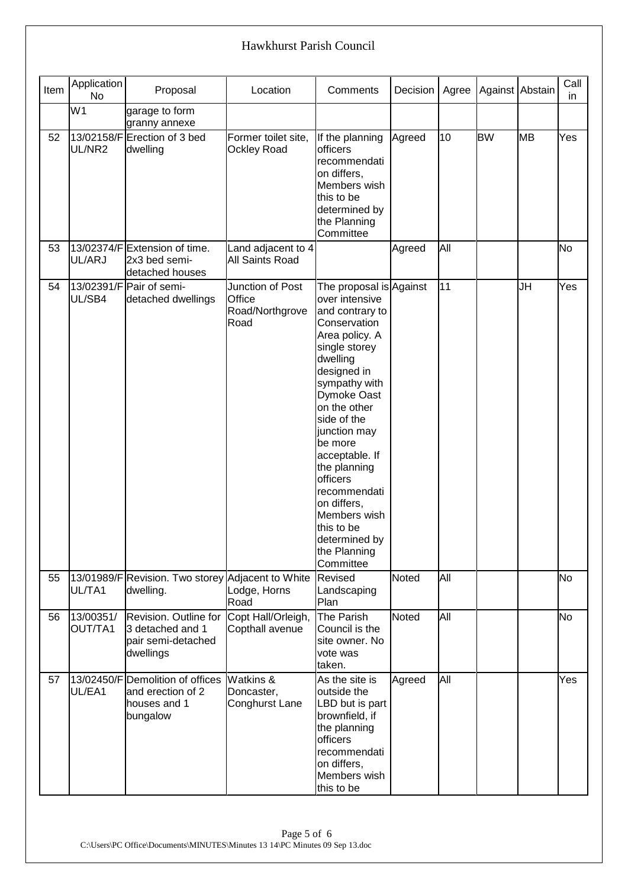| Item | Application No | Proposal | Location | Comments | Decision | Agree | Against | Abstain | Call in |
|---|---|---|---|---|---|---|---|---|---|
| | W1 | garage to form granny annexe | | | | | | | |
| 52 | 13/02158/FUL/NR2 | Erection of 3 bed dwelling | Former toilet site, Ockley Road | If the planning officers recommendation differs, Members wish this to be determined by the Planning Committee | Agreed | 10 | BW | MB | Yes |
| 53 | 13/02374/FUL/ARJ | Extension of time. 2x3 bed semi-detached houses | Land adjacent to 4 All Saints Road | | Agreed | All | | | No |
| 54 | 13/02391/FUL/SB4 | Pair of semi-detached dwellings | Junction of Post Office Road/Northgrove Road | The proposal is over intensive and contrary to Conservation Area policy. A single storey dwelling designed in sympathy with Dymoke Oast on the other side of the junction may be more acceptable. If the planning officers recommendation differs, Members wish this to be determined by the Planning Committee | Against | 11 | | JH | Yes |
| 55 | 13/01989/FUL/TA1 | Revision. Two storey dwelling. | Adjacent to White Lodge, Horns Road | Revised Landscaping Plan | Noted | All | | | No |
| 56 | 13/00351/OUT/TA1 | Revision. Outline for 3 detached and 1 pair semi-detached dwellings | Copt Hall/Orleigh, Copthall avenue | The Parish Council is the site owner. No vote was taken. | Noted | All | | | No |
| 57 | 13/02450/FUL/EA1 | Demolition of offices and erection of 2 houses and 1 bungalow | Watkins & Doncaster, Conghurst Lane | As the site is outside the LBD but is part brownfield, if the planning officers recommendation differs, Members wish this to be | Agreed | All | | | Yes |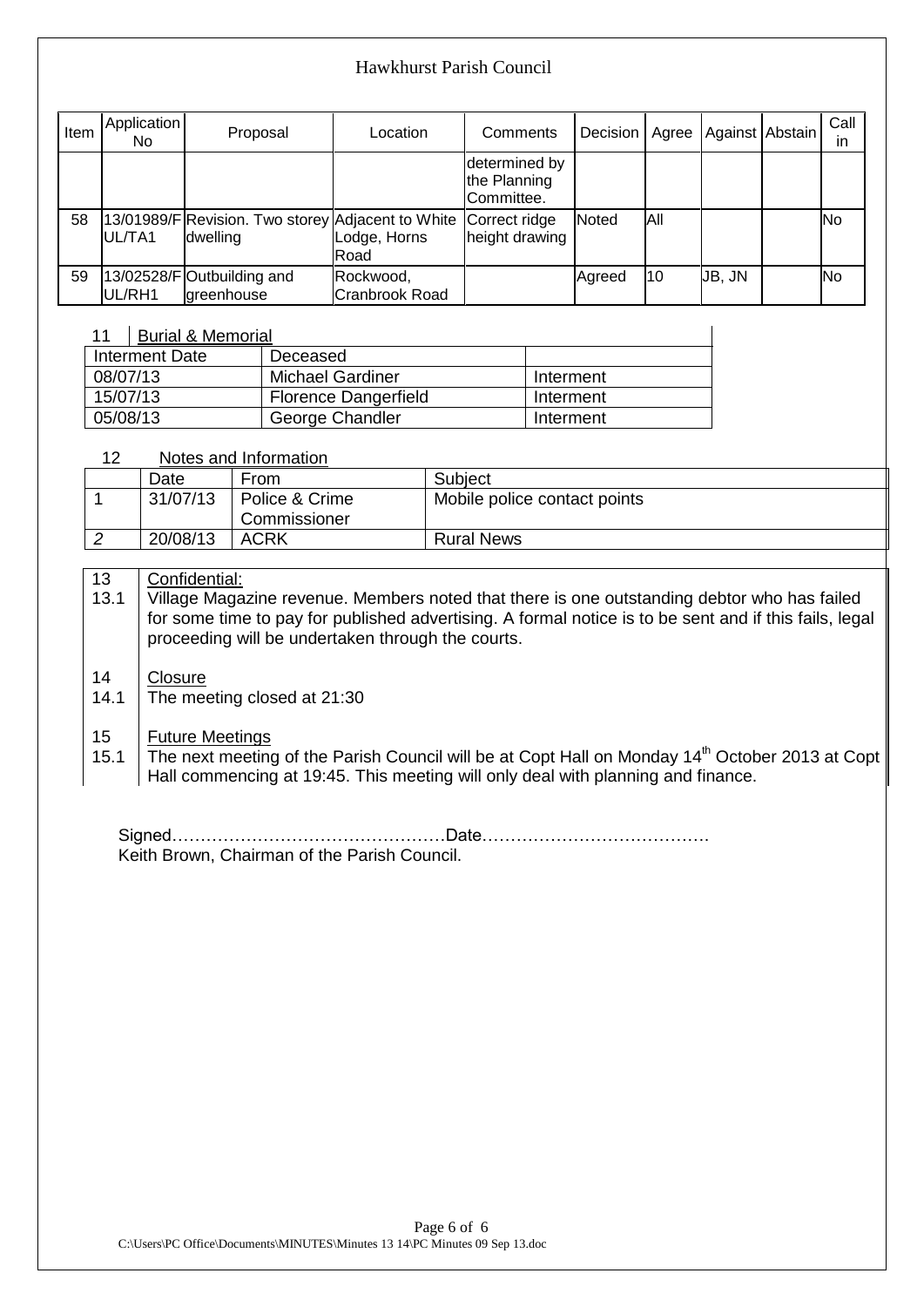| Item | Application No | Proposal | Location | Comments | Decision | Agree | Against | Abstain | Call in |
|---|---|---|---|---|---|---|---|---|---|
| | | | | determined by the Planning Committee. | | | | | |
| 58 | 13/01989/FUL/TA1 | Revision. Two storey dwelling | Adjacent to White Lodge, Horns Road | Correct ridge height drawing | Noted | All | | | No |
| 59 | 13/02528/FUL/RH1 | Outbuilding and greenhouse | Rockwood, Cranbrook Road | | Agreed | 10 | JB, JN | | No |

11 Burial & Memorial

| Interment Date | Deceased | |
|---|---|---|
| 08/07/13 | Michael Gardiner | Interment |
| 15/07/13 | Florence Dangerfield | Interment |
| 05/08/13 | George Chandler | Interment |

12 Notes and Information

| | Date | From | Subject |
|---|---|---|---|
| 1 | 31/07/13 | Police & Crime Commissioner | Mobile police contact points |
| 2 | 20/08/13 | ACRK | Rural News |

13 Confidential:

13.1 Village Magazine revenue. Members noted that there is one outstanding debtor who has failed for some time to pay for published advertising. A formal notice is to be sent and if this fails, legal proceeding will be undertaken through the courts.

14 Closure

14.1 The meeting closed at 21:30

15 Future Meetings

15.1 The next meeting of the Parish Council will be at Copt Hall on Monday 14th October 2013 at Copt Hall commencing at 19:45. This meeting will only deal with planning and finance.

Signed……………………………………….Date………………………………….
Keith Brown, Chairman of the Parish Council.